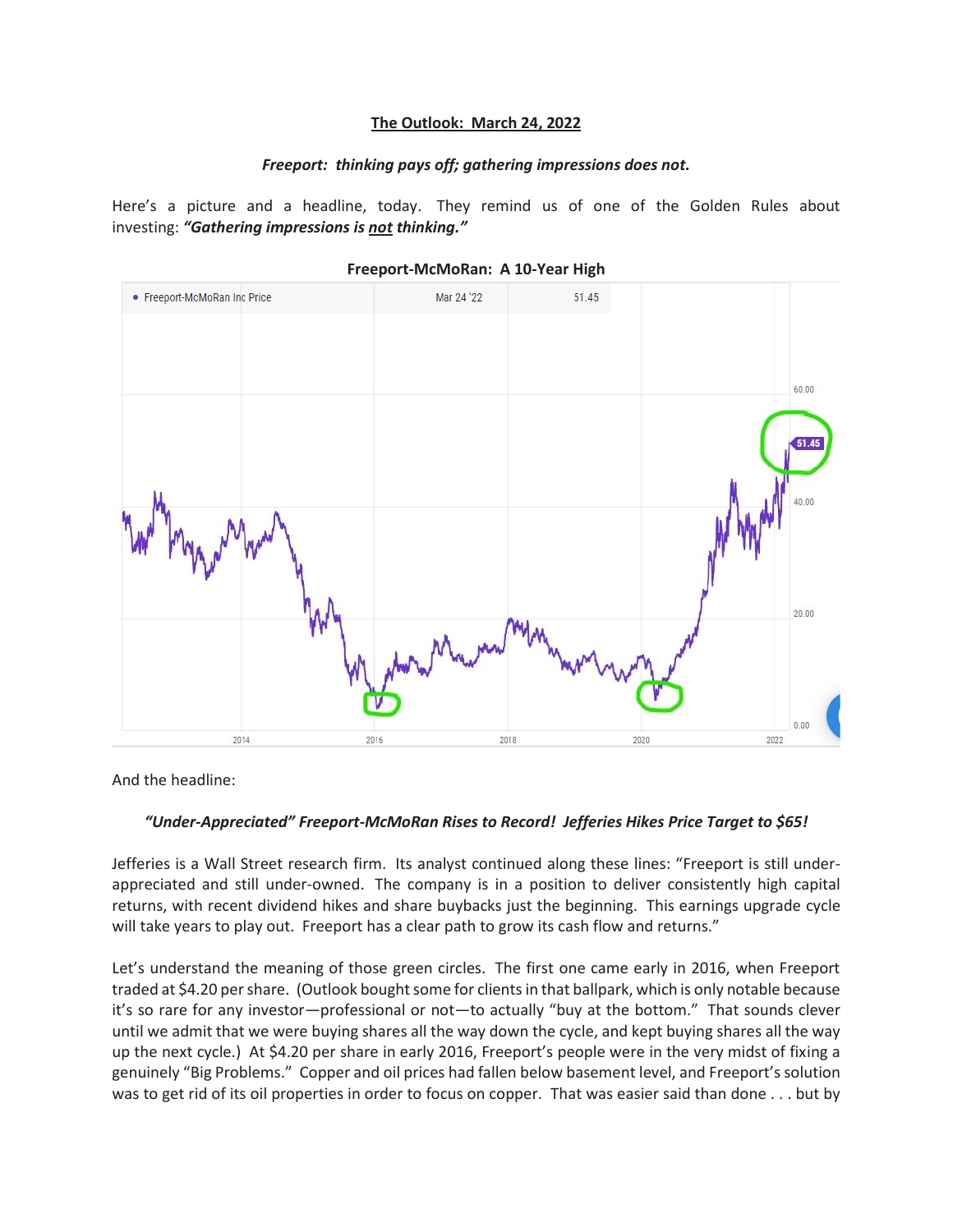**The Outlook: March 24, 2022**

***Freeport: thinking pays off; gathering impressions does not.***

Here's a picture and a headline, today. They remind us of one of the Golden Rules about investing: ***"Gathering impressions is <u>not</u> thinking."***

**Freeport-McMoRan: A 10-Year High**

And the headline:

***"Under-Appreciated" Freeport-McMoRan Rises to Record! Jefferies Hikes Price Target to $65!***

Jefferies is a Wall Street research firm. Its analyst continued along these lines: "Freeport is still under-appreciated and still under-owned. The company is in a position to deliver consistently high capital returns, with recent dividend hikes and share buybacks just the beginning. This earnings upgrade cycle will take years to play out. Freeport has a clear path to grow its cash flow and returns."

Let's understand the meaning of those green circles. The first one came early in 2016, when Freeport traded at $4.20 per share. (Outlook bought some for clients in that ballpark, which is only notable because it's so rare for any investor—professional or not—to actually "buy at the bottom." That sounds clever until we admit that we were buying shares all the way down the cycle, and kept buying shares all the way up the next cycle.) At $4.20 per share in early 2016, Freeport's people were in the very midst of fixing a genuinely "Big Problems." Copper and oil prices had fallen below basement level, and Freeport's solution was to get rid of its oil properties in order to focus on copper. That was easier said than done . . . but by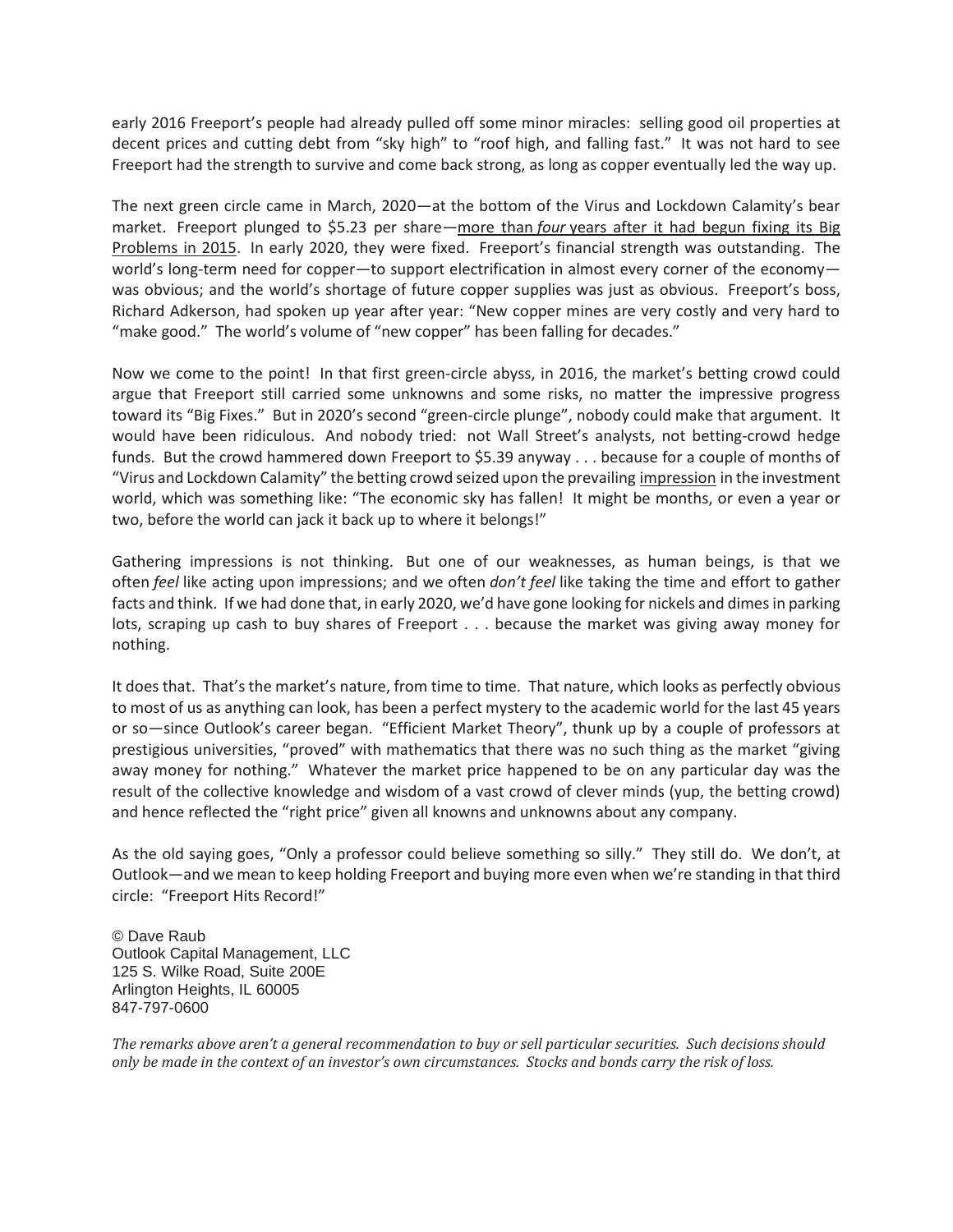early 2016 Freeport's people had already pulled off some minor miracles: selling good oil properties at decent prices and cutting debt from "sky high" to "roof high, and falling fast." It was not hard to see Freeport had the strength to survive and come back strong, as long as copper eventually led the way up.

The next green circle came in March, 2020—at the bottom of the Virus and Lockdown Calamity's bear market. Freeport plunged to $5.23 per share—<u>more than *four* years after it had begun fixing its Big Problems in 2015</u>. In early 2020, they were fixed. Freeport's financial strength was outstanding. The world's long-term need for copper—to support electrification in almost every corner of the economy—was obvious; and the world's shortage of future copper supplies was just as obvious. Freeport's boss, Richard Adkerson, had spoken up year after year: "New copper mines are very costly and very hard to "make good." The world's volume of "new copper" has been falling for decades."

Now we come to the point! In that first green-circle abyss, in 2016, the market's betting crowd could argue that Freeport still carried some unknowns and some risks, no matter the impressive progress toward its "Big Fixes." But in 2020's second "green-circle plunge", nobody could make that argument. It would have been ridiculous. And nobody tried: not Wall Street's analysts, not betting-crowd hedge funds. But the crowd hammered down Freeport to $5.39 anyway . . . because for a couple of months of "Virus and Lockdown Calamity" the betting crowd seized upon the prevailing <u>impression</u> in the investment world, which was something like: "The economic sky has fallen! It might be months, or even a year or two, before the world can jack it back up to where it belongs!"

Gathering impressions is not thinking. But one of our weaknesses, as human beings, is that we often *feel* like acting upon impressions; and we often *don't feel* like taking the time and effort to gather facts and think. If we had done that, in early 2020, we'd have gone looking for nickels and dimes in parking lots, scraping up cash to buy shares of Freeport . . . because the market was giving away money for nothing.

It does that. That's the market's nature, from time to time. That nature, which looks as perfectly obvious to most of us as anything can look, has been a perfect mystery to the academic world for the last 45 years or so—since Outlook's career began. "Efficient Market Theory", thunk up by a couple of professors at prestigious universities, "proved" with mathematics that there was no such thing as the market "giving away money for nothing." Whatever the market price happened to be on any particular day was the result of the collective knowledge and wisdom of a vast crowd of clever minds (yup, the betting crowd) and hence reflected the "right price" given all knowns and unknowns about any company.

As the old saying goes, "Only a professor could believe something so silly." They still do. We don't, at Outlook—and we mean to keep holding Freeport and buying more even when we're standing in that third circle: "Freeport Hits Record!"

© Dave Raub
Outlook Capital Management, LLC
125 S. Wilke Road, Suite 200E
Arlington Heights, IL 60005
847-797-0600

*The remarks above aren't a general recommendation to buy or sell particular securities. Such decisions should only be made in the context of an investor's own circumstances. Stocks and bonds carry the risk of loss.*